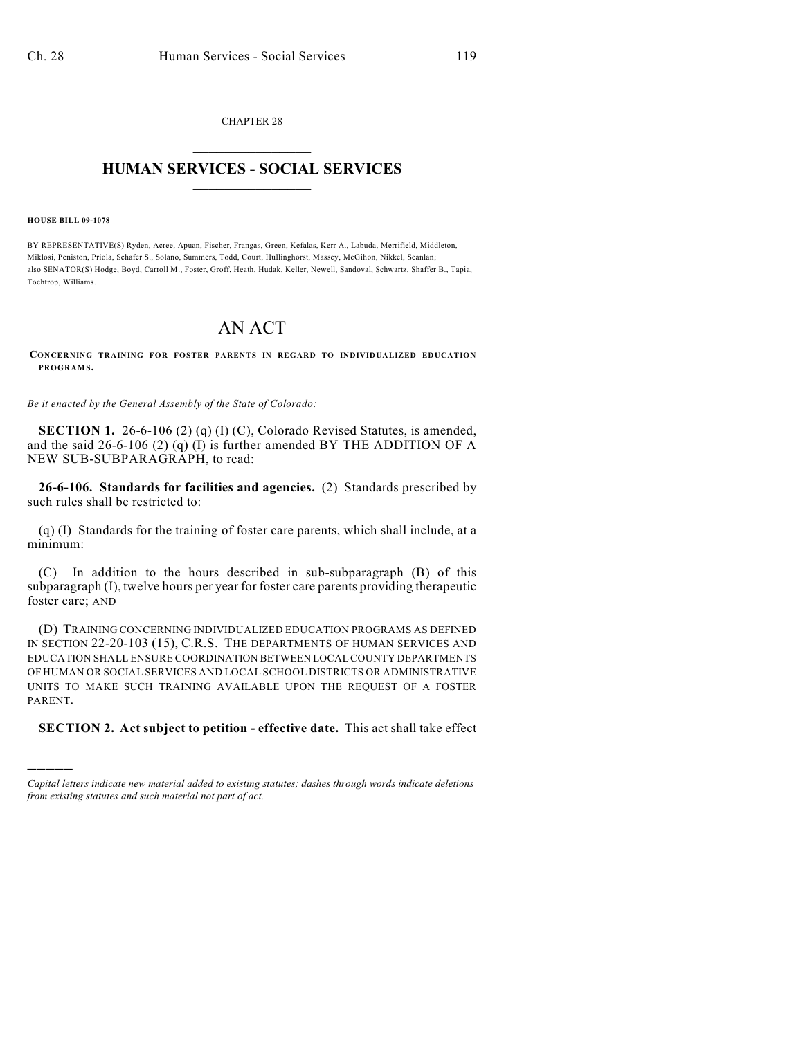CHAPTER 28

# HUMAN SERVICES - SOCIAL SERVICES

**HOUSE BILL 09-1078**

BY REPRESENTATIVE(S) Ryden, Acree, Apuan, Fischer, Frangas, Green, Kefalas, Kerr A., Labuda, Merrifield, Middleton, Miklosi, Peniston, Priola, Schafer S., Solano, Summers, Todd, Court, Hullinghorst, Massey, McGihon, Nikkel, Scanlan; also SENATOR(S) Hodge, Boyd, Carroll M., Foster, Groff, Heath, Hudak, Keller, Newell, Sandoval, Schwartz, Shaffer B., Tapia, Tochtrop, Williams.

# AN ACT

**CONCERNING TRAINING FOR FOSTER PARENTS IN REGARD TO INDIVIDUALIZED EDUCATION PROGRAMS.**

*Be it enacted by the General Assembly of the State of Colorado:*

**SECTION 1.** 26-6-106 (2) (q) (I) (C), Colorado Revised Statutes, is amended, and the said 26-6-106 (2) (q) (I) is further amended BY THE ADDITION OF A NEW SUB-SUBPARAGRAPH, to read:

**26-6-106. Standards for facilities and agencies.** (2) Standards prescribed by such rules shall be restricted to:

(q) (I) Standards for the training of foster care parents, which shall include, at a minimum:

(C) In addition to the hours described in sub-subparagraph (B) of this subparagraph (I), twelve hours per year for foster care parents providing therapeutic foster care; AND

(D) TRAINING CONCERNING INDIVIDUALIZED EDUCATION PROGRAMS AS DEFINED IN SECTION 22-20-103 (15), C.R.S. THE DEPARTMENTS OF HUMAN SERVICES AND EDUCATION SHALL ENSURE COORDINATION BETWEEN LOCAL COUNTY DEPARTMENTS OF HUMAN OR SOCIAL SERVICES AND LOCAL SCHOOL DISTRICTS OR ADMINISTRATIVE UNITS TO MAKE SUCH TRAINING AVAILABLE UPON THE REQUEST OF A FOSTER PARENT.

**SECTION 2. Act subject to petition - effective date.** This act shall take effect

---

*Capital letters indicate new material added to existing statutes; dashes through words indicate deletions from existing statutes and such material not part of act.*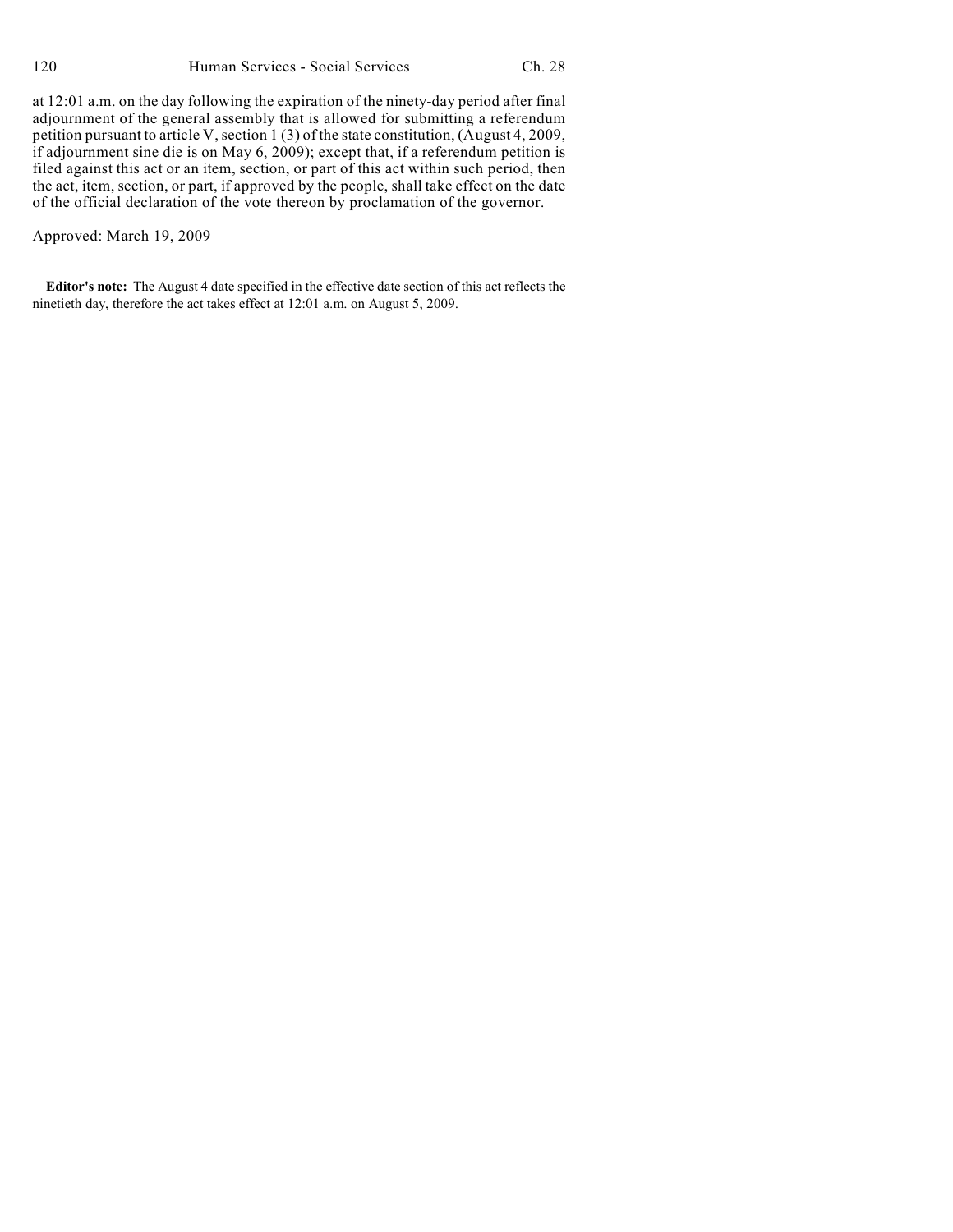at 12:01 a.m. on the day following the expiration of the ninety-day period after final adjournment of the general assembly that is allowed for submitting a referendum petition pursuant to article V, section 1 (3) of the state constitution, (August 4, 2009, if adjournment sine die is on May 6, 2009); except that, if a referendum petition is filed against this act or an item, section, or part of this act within such period, then the act, item, section, or part, if approved by the people, shall take effect on the date of the official declaration of the vote thereon by proclamation of the governor.

Approved: March 19, 2009

**Editor's note:** The August 4 date specified in the effective date section of this act reflects the ninetieth day, therefore the act takes effect at 12:01 a.m. on August 5, 2009.